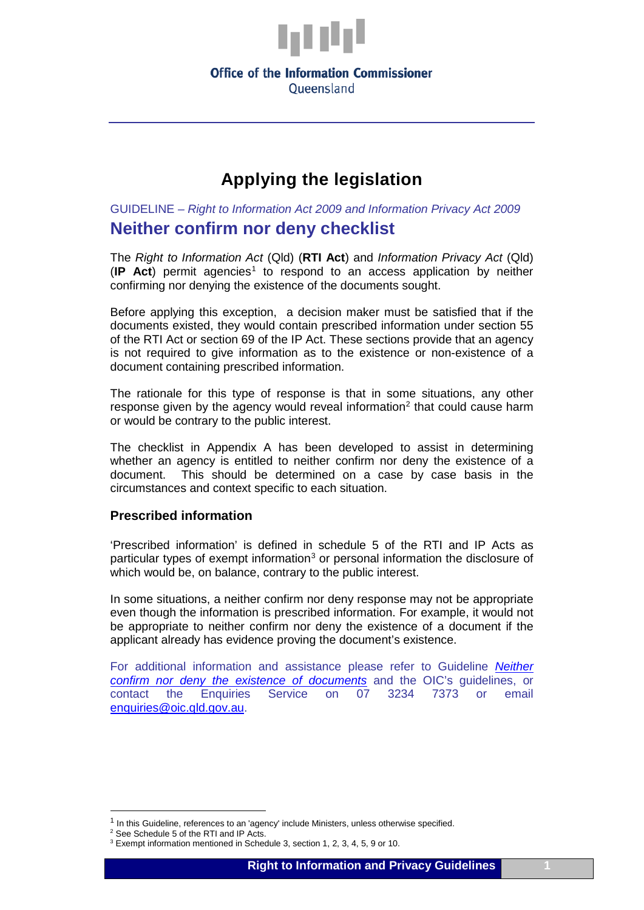Office of the Information Commissioner
Queensland

# Applying the legislation

GUIDELINE – *Right to Information Act 2009 and Information Privacy Act 2009*

## Neither confirm nor deny checklist

The *Right to Information Act* (Qld) (**RTI Act**) and *Information Privacy Act* (Qld) (**IP Act**) permit agencies[1] to respond to an access application by neither confirming nor denying the existence of the documents sought.

Before applying this exception, a decision maker must be satisfied that if the documents existed, they would contain prescribed information under section 55 of the RTI Act or section 69 of the IP Act. These sections provide that an agency is not required to give information as to the existence or non-existence of a document containing prescribed information.

The rationale for this type of response is that in some situations, any other response given by the agency would reveal information[2] that could cause harm or would be contrary to the public interest.

The checklist in Appendix A has been developed to assist in determining whether an agency is entitled to neither confirm nor deny the existence of a document. This should be determined on a case by case basis in the circumstances and context specific to each situation.

### Prescribed information

'Prescribed information' is defined in schedule 5 of the RTI and IP Acts as particular types of exempt information[3] or personal information the disclosure of which would be, on balance, contrary to the public interest.

In some situations, a neither confirm nor deny response may not be appropriate even though the information is prescribed information. For example, it would not be appropriate to neither confirm nor deny the existence of a document if the applicant already has evidence proving the document's existence.

For additional information and assistance please refer to Guideline *Neither confirm nor deny the existence of documents* and the OIC's guidelines, or contact the Enquiries Service on 07 3234 7373 or email enquiries@oic.qld.gov.au.

---

[1] In this Guideline, references to an 'agency' include Ministers, unless otherwise specified.

[2] See Schedule 5 of the RTI and IP Acts.

[3] Exempt information mentioned in Schedule 3, section 1, 2, 3, 4, 5, 9 or 10.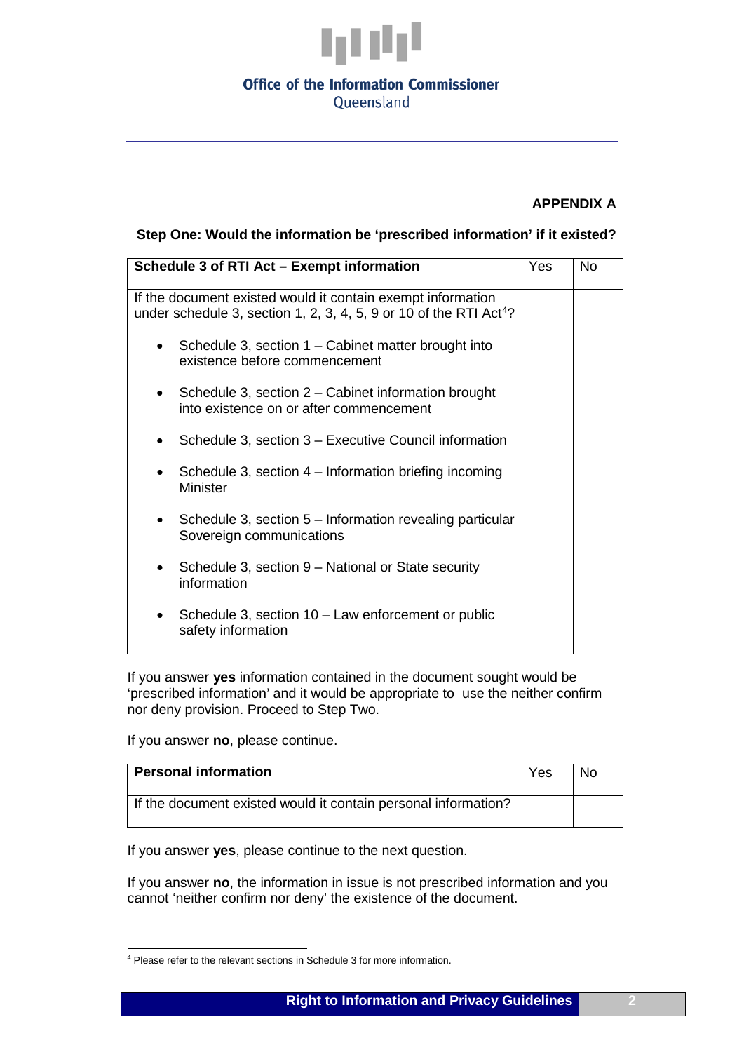**APPENDIX A**

**Step One: Would the information be 'prescribed information' if it existed?**

| **Schedule 3 of RTI Act – Exempt information** | Yes | No |
|---|---|---|
| If the document existed would it contain exempt information under schedule 3, section 1, 2, 3, 4, 5, 9 or 10 of the RTI Act[4]?<br><br>• Schedule 3, section 1 – Cabinet matter brought into existence before commencement<br>• Schedule 3, section 2 – Cabinet information brought into existence on or after commencement<br>• Schedule 3, section 3 – Executive Council information<br>• Schedule 3, section 4 – Information briefing incoming Minister<br>• Schedule 3, section 5 – Information revealing particular Sovereign communications<br>• Schedule 3, section 9 – National or State security information<br>• Schedule 3, section 10 – Law enforcement or public safety information | | |

If you answer **yes** information contained in the document sought would be 'prescribed information' and it would be appropriate to use the neither confirm nor deny provision. Proceed to Step Two.

If you answer **no**, please continue.

| **Personal information** | Yes | No |
|---|---|---|
| If the document existed would it contain personal information? | | |

If you answer **yes**, please continue to the next question.

If you answer **no**, the information in issue is not prescribed information and you cannot 'neither confirm nor deny' the existence of the document.

---

[4] Please refer to the relevant sections in Schedule 3 for more information.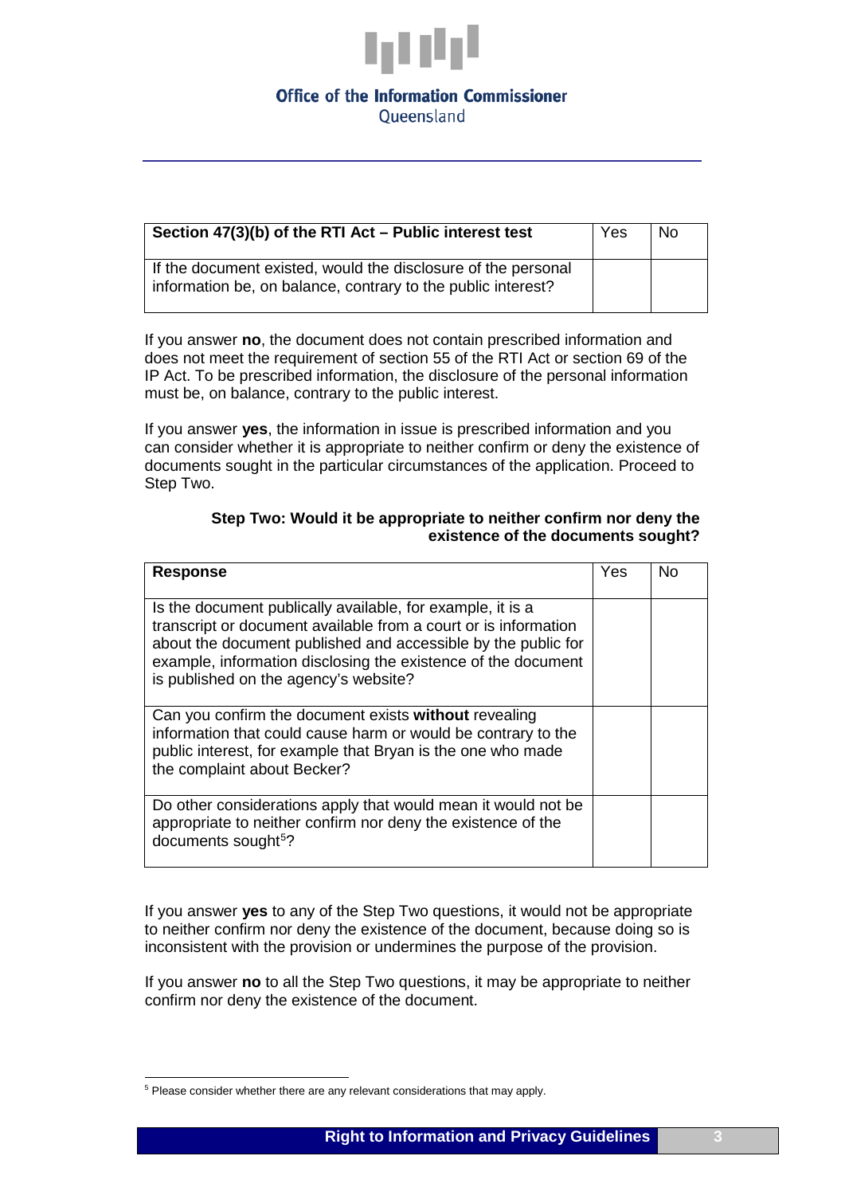| Section 47(3)(b) of the RTI Act – Public interest test | Yes | No |
| --- | --- | --- |
| If the document existed, would the disclosure of the personal information be, on balance, contrary to the public interest? | | |

If you answer **no**, the document does not contain prescribed information and does not meet the requirement of section 55 of the RTI Act or section 69 of the IP Act. To be prescribed information, the disclosure of the personal information must be, on balance, contrary to the public interest.

If you answer **yes**, the information in issue is prescribed information and you can consider whether it is appropriate to neither confirm or deny the existence of documents sought in the particular circumstances of the application. Proceed to Step Two.

### Step Two: Would it be appropriate to neither confirm nor deny the existence of the documents sought?

| Response | Yes | No |
| --- | --- | --- |
| Is the document publically available, for example, it is a transcript or document available from a court or is information about the document published and accessible by the public for example, information disclosing the existence of the document is published on the agency's website? | | |
| Can you confirm the document exists **without** revealing information that could cause harm or would be contrary to the public interest, for example that Bryan is the one who made the complaint about Becker? | | |
| Do other considerations apply that would mean it would not be appropriate to neither confirm nor deny the existence of the documents sought[5]? | | |

If you answer **yes** to any of the Step Two questions, it would not be appropriate to neither confirm nor deny the existence of the document, because doing so is inconsistent with the provision or undermines the purpose of the provision.

If you answer **no** to all the Step Two questions, it may be appropriate to neither confirm nor deny the existence of the document.

[5] Please consider whether there are any relevant considerations that may apply.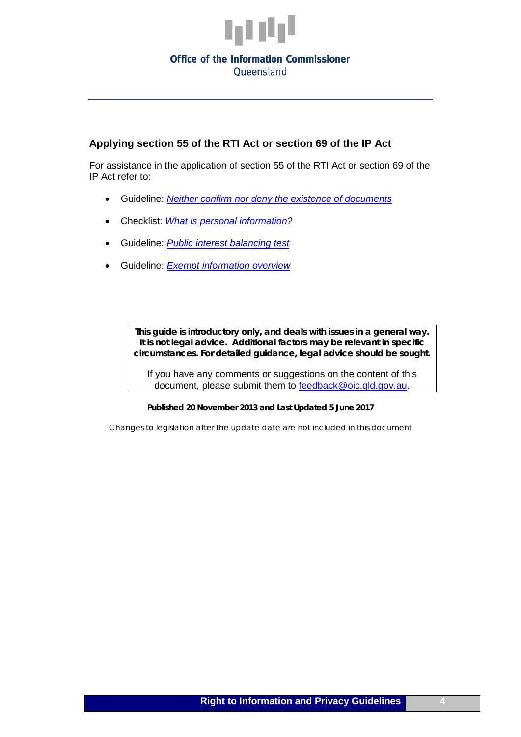## Applying section 55 of the RTI Act or section 69 of the IP Act

For assistance in the application of section 55 of the RTI Act or section 69 of the IP Act refer to:

- Guideline: *Neither confirm nor deny the existence of documents*
- Checklist: *What is personal information?*
- Guideline: *Public interest balancing test*
- Guideline: *Exempt information overview*

**This guide is introductory only, and deals with issues in a general way. It is not legal advice. Additional factors may be relevant in specific circumstances. For detailed guidance, legal advice should be sought.**

If you have any comments or suggestions on the content of this document, please submit them to feedback@oic.qld.gov.au.

**Published 20 November 2013 and Last Updated 5 June 2017**

Changes to legislation after the update date are not included in this document